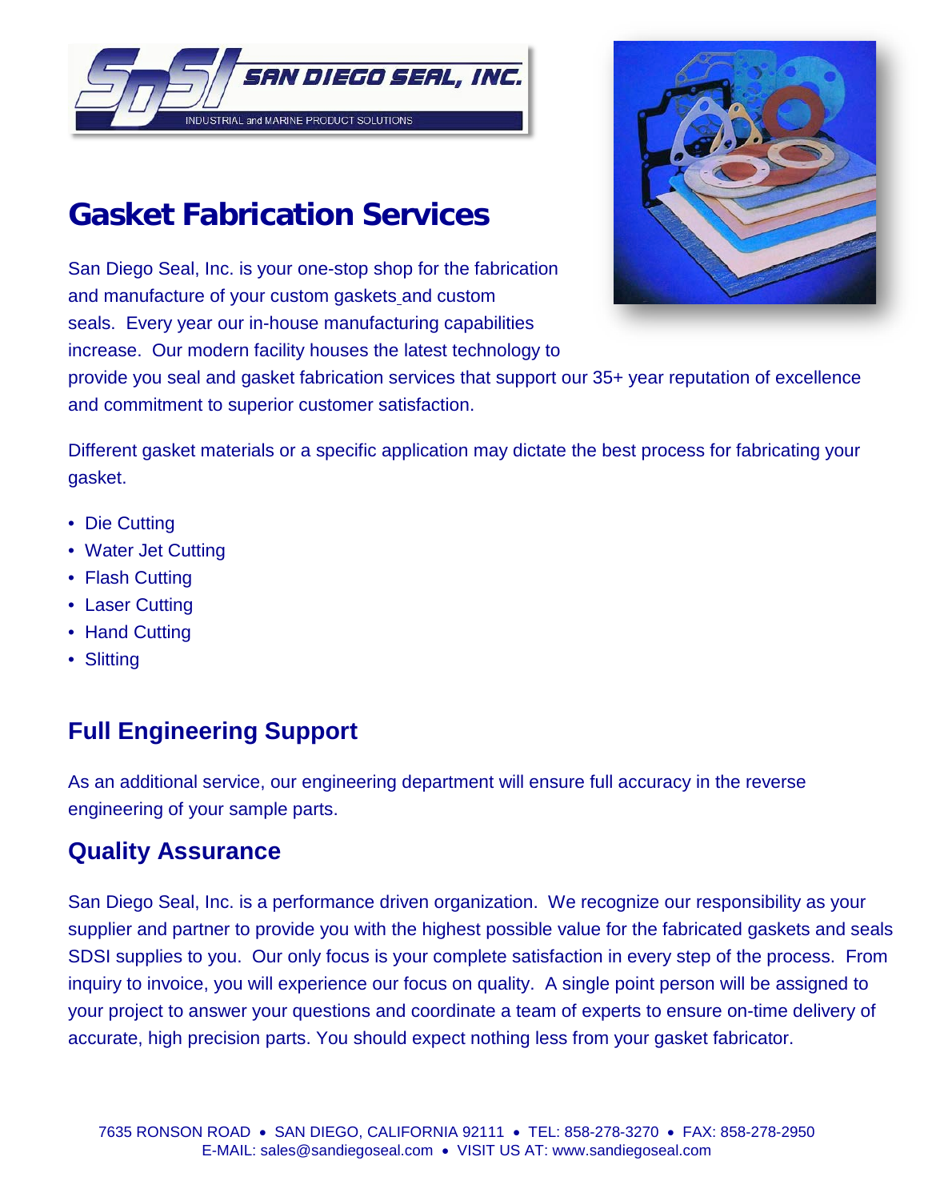SAN DIEGO SEAL, INC.

INDUSTRIAL and MARINE PRODUCT SOLUTIONS

# Gasket Fabrication Services

San Diego Seal, Inc. is your one-stop shop for the fabrication and manufacture of your custom gaskets and custom seals. Every year our in-house manufacturing capabilities increase. Our modern facility houses the latest technology to provide you seal and gasket fabrication services that support our 35+ year reputation of excellence and commitment to superior customer satisfaction.

Different gasket materials or a specific application may dictate the best process for fabricating your gasket.

- Die Cutting
- Water Jet Cutting
- Flash Cutting
- Laser Cutting
- Hand Cutting
- Slitting

## Full Engineering Support

As an additional service, our engineering department will ensure full accuracy in the reverse engineering of your sample parts.

## Quality Assurance

San Diego Seal, Inc. is a performance driven organization. We recognize our responsibility as your supplier and partner to provide you with the highest possible value for the fabricated gaskets and seals SDSI supplies to you. Our only focus is your complete satisfaction in every step of the process. From inquiry to invoice, you will experience our focus on quality. A single point person will be assigned to your project to answer your questions and coordinate a team of experts to ensure on-time delivery of accurate, high precision parts. You should expect nothing less from your gasket fabricator.

7635 RONSON ROAD • SAN DIEGO, CALIFORNIA 92111 • TEL: 858-278-3270 • FAX: 858-278-2950
E-MAIL: sales@sandiegoseal.com • VISIT US AT: www.sandiegoseal.com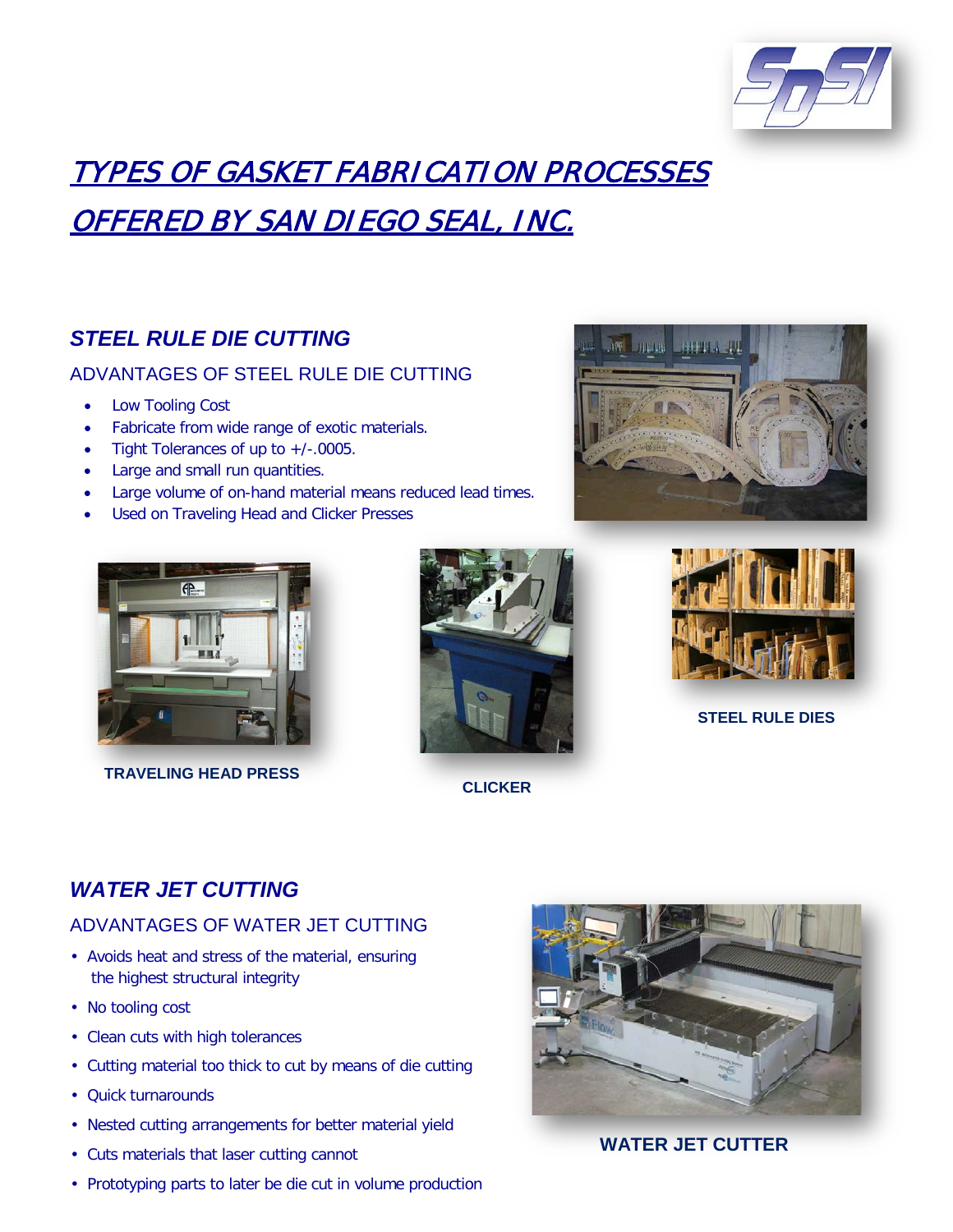# TYPES OF GASKET FABRICATION PROCESSES OFFERED BY SAN DIEGO SEAL, INC.

## *STEEL RULE DIE CUTTING*

### ADVANTAGES OF STEEL RULE DIE CUTTING

- Low Tooling Cost
- Fabricate from wide range of exotic materials.
- Tight Tolerances of up to +/-.0005.
- Large and small run quantities.
- Large volume of on-hand material means reduced lead times.
- Used on Traveling Head and Clicker Presses

**TRAVELING HEAD PRESS**

**CLICKER**

**STEEL RULE DIES**

## *WATER JET CUTTING*

### ADVANTAGES OF WATER JET CUTTING

- Avoids heat and stress of the material, ensuring the highest structural integrity
- No tooling cost
- Clean cuts with high tolerances
- Cutting material too thick to cut by means of die cutting
- Quick turnarounds
- Nested cutting arrangements for better material yield
- Cuts materials that laser cutting cannot
- Prototyping parts to later be die cut in volume production

**WATER JET CUTTER**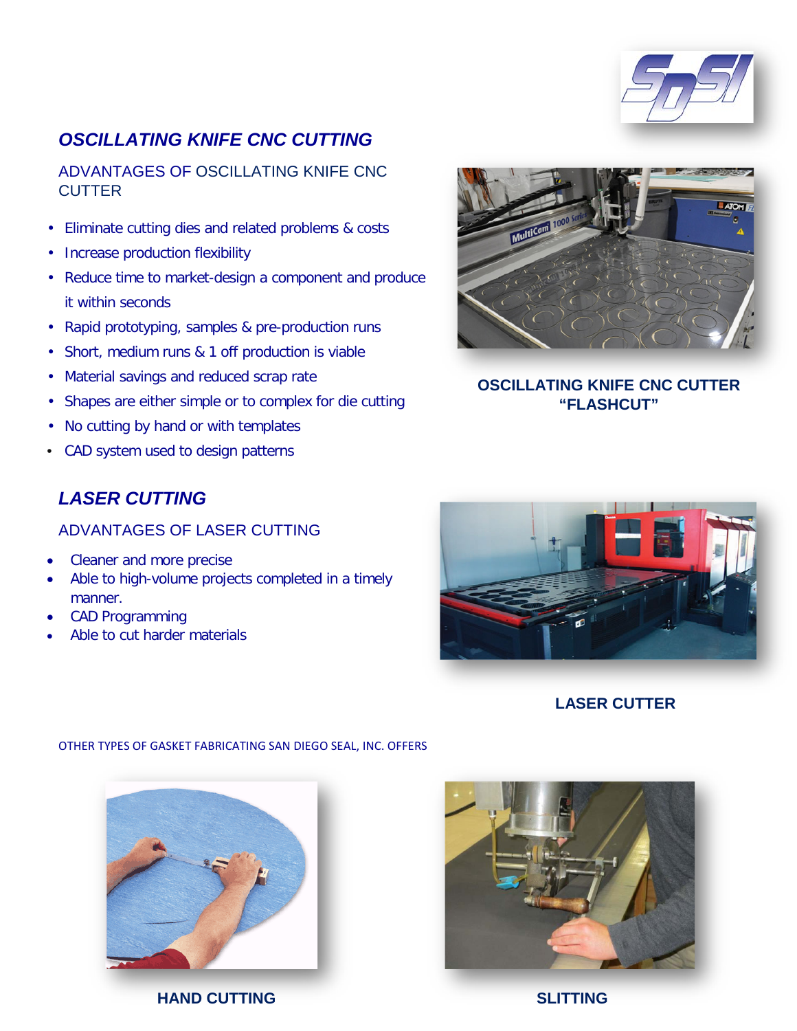## *OSCILLATING KNIFE CNC CUTTING*

### ADVANTAGES OF OSCILLATING KNIFE CNC CUTTER

- Eliminate cutting dies and related problems & costs
- Increase production flexibility
- Reduce time to market-design a component and produce it within seconds
- Rapid prototyping, samples & pre-production runs
- Short, medium runs & 1 off production is viable
- Material savings and reduced scrap rate
- Shapes are either simple or to complex for die cutting
- No cutting by hand or with templates
- CAD system used to design patterns

**OSCILLATING KNIFE CNC CUTTER "FLASHCUT"**

## *LASER CUTTING*

### ADVANTAGES OF LASER CUTTING

- Cleaner and more precise
- Able to high-volume projects completed in a timely manner.
- CAD Programming
- Able to cut harder materials

**LASER CUTTER**

OTHER TYPES OF GASKET FABRICATING SAN DIEGO SEAL, INC. OFFERS

**HAND CUTTING**

**SLITTING**